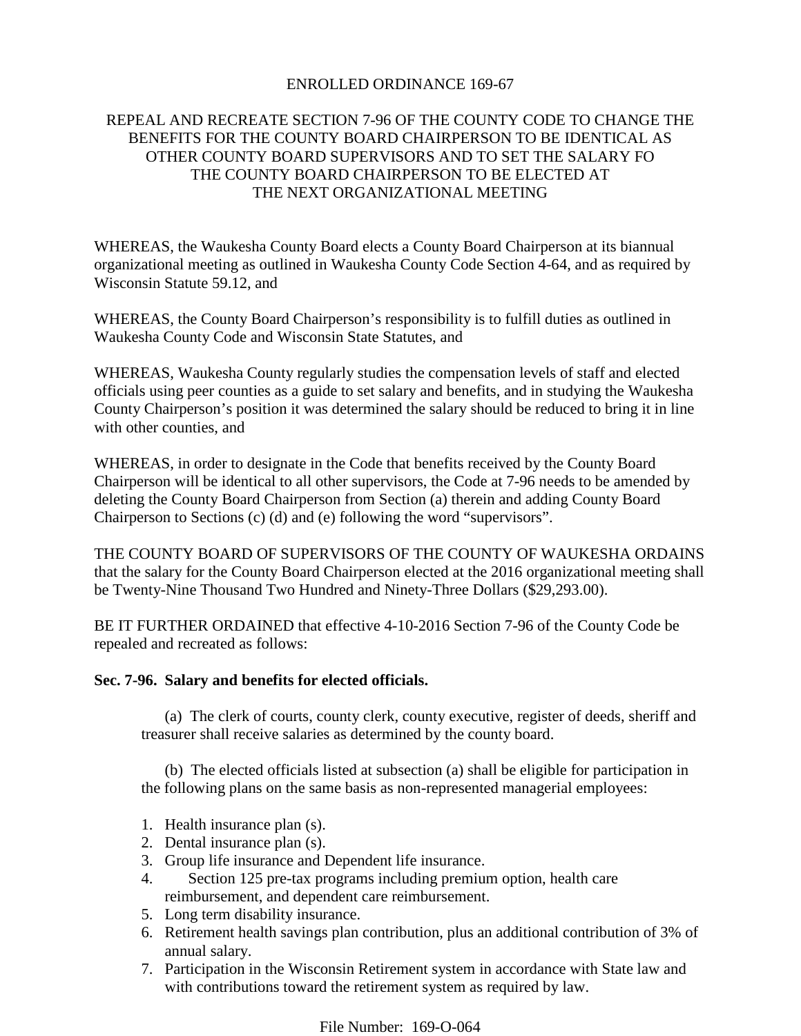# ENROLLED ORDINANCE 169-67

## REPEAL AND RECREATE SECTION 7-96 OF THE COUNTY CODE TO CHANGE THE BENEFITS FOR THE COUNTY BOARD CHAIRPERSON TO BE IDENTICAL AS OTHER COUNTY BOARD SUPERVISORS AND TO SET THE SALARY FO THE COUNTY BOARD CHAIRPERSON TO BE ELECTED AT THE NEXT ORGANIZATIONAL MEETING

WHEREAS, the Waukesha County Board elects a County Board Chairperson at its biannual organizational meeting as outlined in Waukesha County Code Section 4-64, and as required by Wisconsin Statute 59.12, and

WHEREAS, the County Board Chairperson's responsibility is to fulfill duties as outlined in Waukesha County Code and Wisconsin State Statutes, and

WHEREAS, Waukesha County regularly studies the compensation levels of staff and elected officials using peer counties as a guide to set salary and benefits, and in studying the Waukesha County Chairperson's position it was determined the salary should be reduced to bring it in line with other counties, and

WHEREAS, in order to designate in the Code that benefits received by the County Board Chairperson will be identical to all other supervisors, the Code at 7-96 needs to be amended by deleting the County Board Chairperson from Section (a) therein and adding County Board Chairperson to Sections (c) (d) and (e) following the word "supervisors".

THE COUNTY BOARD OF SUPERVISORS OF THE COUNTY OF WAUKESHA ORDAINS that the salary for the County Board Chairperson elected at the 2016 organizational meeting shall be Twenty-Nine Thousand Two Hundred and Ninety-Three Dollars ($29,293.00).

BE IT FURTHER ORDAINED that effective 4-10-2016 Section 7-96 of the County Code be repealed and recreated as follows:

**Sec. 7-96. Salary and benefits for elected officials.**

(a) The clerk of courts, county clerk, county executive, register of deeds, sheriff and treasurer shall receive salaries as determined by the county board.

(b) The elected officials listed at subsection (a) shall be eligible for participation in the following plans on the same basis as non-represented managerial employees:

1. Health insurance plan (s).
2. Dental insurance plan (s).
3. Group life insurance and Dependent life insurance.
4. Section 125 pre-tax programs including premium option, health care reimbursement, and dependent care reimbursement.
5. Long term disability insurance.
6. Retirement health savings plan contribution, plus an additional contribution of 3% of annual salary.
7. Participation in the Wisconsin Retirement system in accordance with State law and with contributions toward the retirement system as required by law.

File Number: 169-O-064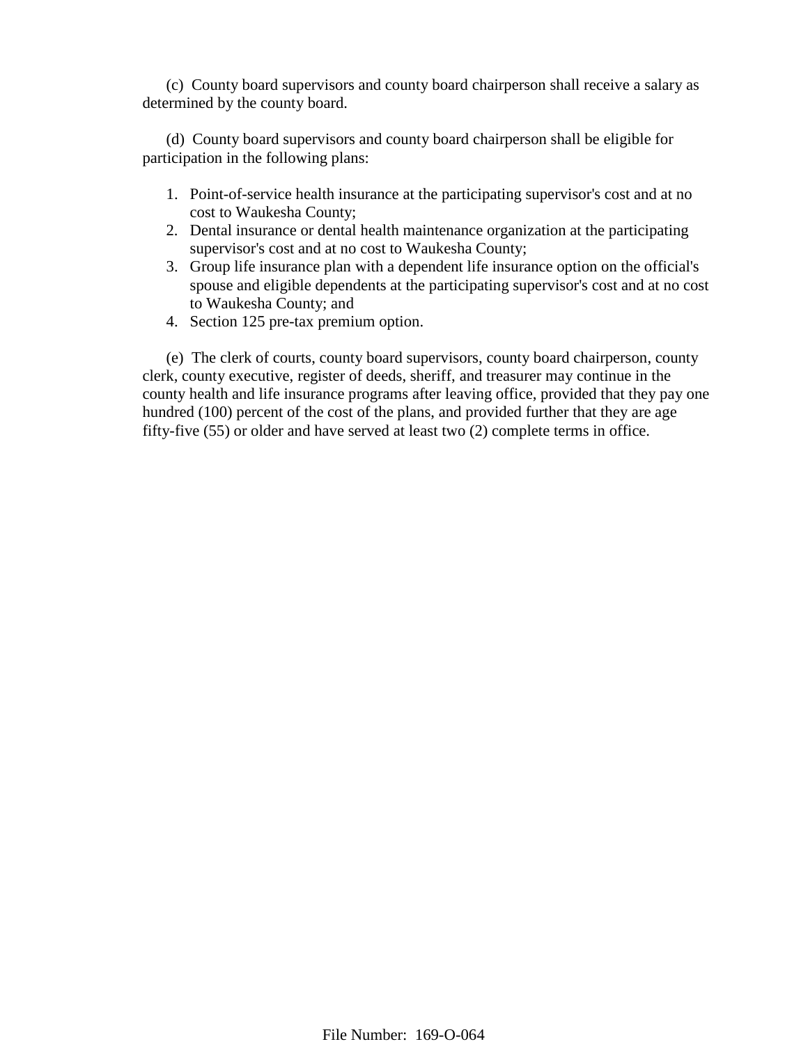(c) County board supervisors and county board chairperson shall receive a salary as determined by the county board.

(d) County board supervisors and county board chairperson shall be eligible for participation in the following plans:

1. Point-of-service health insurance at the participating supervisor's cost and at no cost to Waukesha County;
2. Dental insurance or dental health maintenance organization at the participating supervisor's cost and at no cost to Waukesha County;
3. Group life insurance plan with a dependent life insurance option on the official's spouse and eligible dependents at the participating supervisor's cost and at no cost to Waukesha County; and
4. Section 125 pre-tax premium option.

(e) The clerk of courts, county board supervisors, county board chairperson, county clerk, county executive, register of deeds, sheriff, and treasurer may continue in the county health and life insurance programs after leaving office, provided that they pay one hundred (100) percent of the cost of the plans, and provided further that they are age fifty-five (55) or older and have served at least two (2) complete terms in office.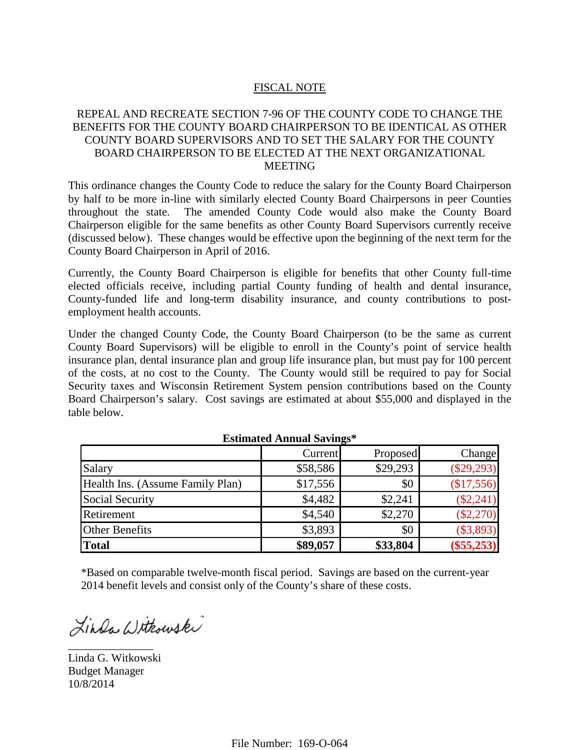## FISCAL NOTE

REPEAL AND RECREATE SECTION 7-96 OF THE COUNTY CODE TO CHANGE THE BENEFITS FOR THE COUNTY BOARD CHAIRPERSON TO BE IDENTICAL AS OTHER COUNTY BOARD SUPERVISORS AND TO SET THE SALARY FOR THE COUNTY BOARD CHAIRPERSON TO BE ELECTED AT THE NEXT ORGANIZATIONAL MEETING

This ordinance changes the County Code to reduce the salary for the County Board Chairperson by half to be more in-line with similarly elected County Board Chairpersons in peer Counties throughout the state. The amended County Code would also make the County Board Chairperson eligible for the same benefits as other County Board Supervisors currently receive (discussed below). These changes would be effective upon the beginning of the next term for the County Board Chairperson in April of 2016.

Currently, the County Board Chairperson is eligible for benefits that other County full-time elected officials receive, including partial County funding of health and dental insurance, County-funded life and long-term disability insurance, and county contributions to post-employment health accounts.

Under the changed County Code, the County Board Chairperson (to be the same as current County Board Supervisors) will be eligible to enroll in the County's point of service health insurance plan, dental insurance plan and group life insurance plan, but must pay for 100 percent of the costs, at no cost to the County. The County would still be required to pay for Social Security taxes and Wisconsin Retirement System pension contributions based on the County Board Chairperson's salary. Cost savings are estimated at about $55,000 and displayed in the table below.

**Estimated Annual Savings***

| | Current | Proposed | Change |
|---|---|---|---|
| Salary | $58,586 | $29,293 | ($29,293) |
| Health Ins. (Assume Family Plan) | $17,556 | $0 | ($17,556) |
| Social Security | $4,482 | $2,241 | ($2,241) |
| Retirement | $4,540 | $2,270 | ($2,270) |
| Other Benefits | $3,893 | $0 | ($3,893) |
| **Total** | **$89,057** | **$33,804** | **($55,253)** |

*Based on comparable twelve-month fiscal period. Savings are based on the current-year 2014 benefit levels and consist only of the County's share of these costs.

Linda Witkowski

Linda G. Witkowski
Budget Manager
10/8/2014

File Number: 169-O-064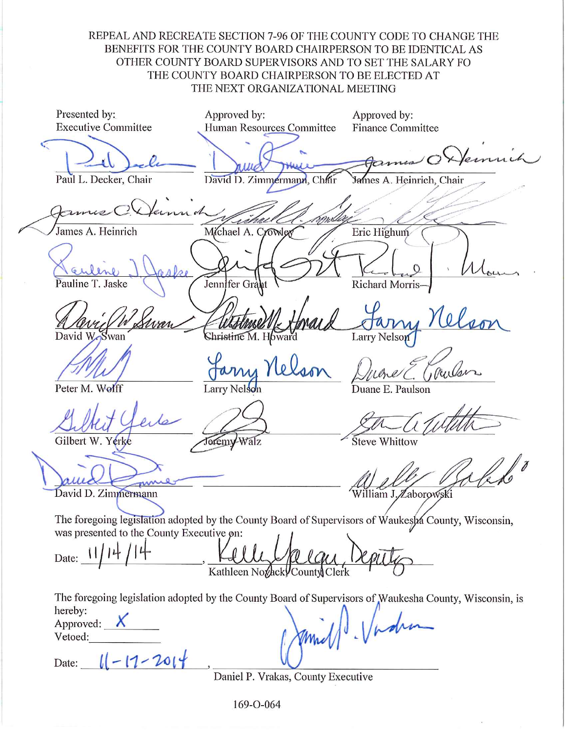REPEAL AND RECREATE SECTION 7-96 OF THE COUNTY CODE TO CHANGE THE BENEFITS FOR THE COUNTY BOARD CHAIRPERSON TO BE IDENTICAL AS OTHER COUNTY BOARD SUPERVISORS AND TO SET THE SALARY FO THE COUNTY BOARD CHAIRPERSON TO BE ELECTED AT THE NEXT ORGANIZATIONAL MEETING

| Presented by: Executive Committee | Approved by: Human Resources Committee | Approved by: Finance Committee |
|---|---|---|
| Paul L. Decker, Chair | David D. Zimmermann, Chair | James A. Heinrich, Chair |
| James A. Heinrich | Michael A. Crowley | Eric Highum |
| Pauline T. Jaske | Jennifer Grant | Richard Morris |
| David W. Swan | Christine M. Howard | Larry Nelson |
| Peter M. Wolff | Larry Nelson | Duane E. Paulson |
| Gilbert W. Yerke | Jeremy Walz | Steve Whittow |
| David D. Zimmermann | | William J. Zaborowski |

The foregoing legislation adopted by the County Board of Supervisors of Waukesha County, Wisconsin, was presented to the County Executive on:

Date: 11/14/14, Kelly Yaeger, Deputy
Kathleen Novack, County Clerk

The foregoing legislation adopted by the County Board of Supervisors of Waukesha County, Wisconsin, is hereby:

Approved: X

Vetoed: ______

Date: 11-17-2014, Daniel P. Vrakas
Daniel P. Vrakas, County Executive

169-O-064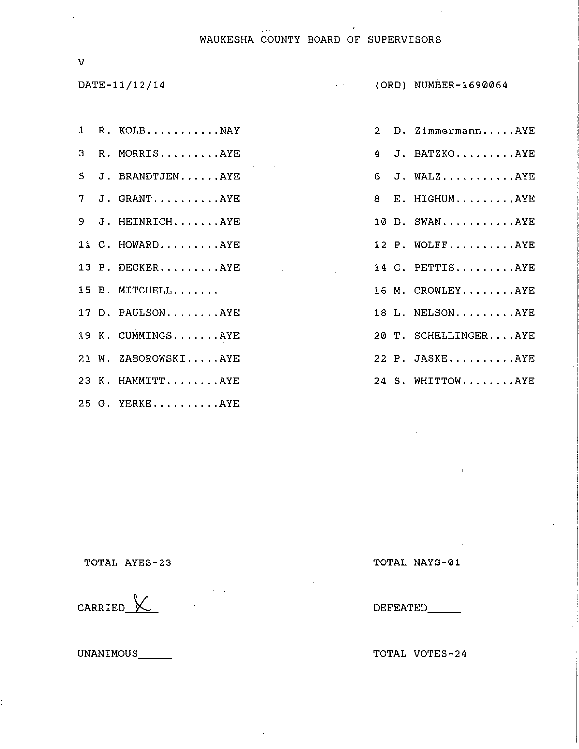# WAUKESHA COUNTY BOARD OF SUPERVISORS

V

DATE-11/12/14 (ORD) NUMBER-1690064

1 R. KOLB...........NAY

2 D. Zimmermann.....AYE

3 R. MORRIS.........AYE

4 J. BATZKO.........AYE

5 J. BRANDTJEN......AYE

6 J. WALZ...........AYE

7 J. GRANT..........AYE

8 E. HIGHUM.........AYE

9 J. HEINRICH.......AYE

10 D. SWAN...........AYE

11 C. HOWARD.........AYE

12 P. WOLFF..........AYE

13 P. DECKER.........AYE

14 C. PETTIS.........AYE

15 B. MITCHELL.......

16 M. CROWLEY........AYE

17 D. PAULSON........AYE

18 L. NELSON.........AYE

19 K. CUMMINGS.......AYE

20 T. SCHELLINGER....AYE

21 W. ZABOROWSKI.....AYE

22 P. JASKE..........AYE

23 K. HAMMITT........AYE

24 S. WHITTOW........AYE

25 G. YERKE..........AYE

TOTAL AYES-23

TOTAL NAYS-01

CARRIED X

DEFEATED_____

UNANIMOUS_____

TOTAL VOTES-24